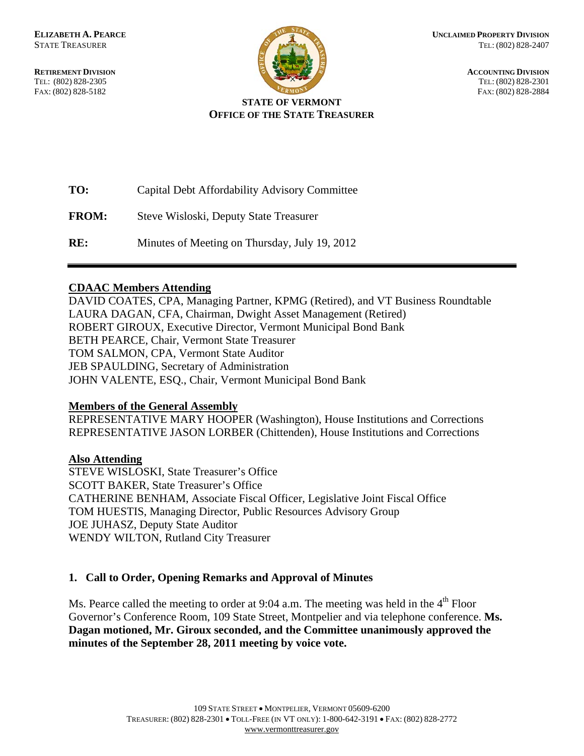**ELIZABETH A. PEARCE**
STATE TREASURER

**RETIREMENT DIVISION**
TEL: (802) 828-2305
FAX: (802) 828-5182

**UNCLAIMED PROPERTY DIVISION**
TEL: (802) 828-2407

**ACCOUNTING DIVISION**
TEL: (802) 828-2301
FAX: (802) 828-2884

**STATE OF VERMONT**
**OFFICE OF THE STATE TREASURER**

**TO:** Capital Debt Affordability Advisory Committee

**FROM:** Steve Wisloski, Deputy State Treasurer

**RE:** Minutes of Meeting on Thursday, July 19, 2012

---

**CDAAC Members Attending**

DAVID COATES, CPA, Managing Partner, KPMG (Retired), and VT Business Roundtable
LAURA DAGAN, CFA, Chairman, Dwight Asset Management (Retired)
ROBERT GIROUX, Executive Director, Vermont Municipal Bond Bank
BETH PEARCE, Chair, Vermont State Treasurer
TOM SALMON, CPA, Vermont State Auditor
JEB SPAULDING, Secretary of Administration
JOHN VALENTE, ESQ., Chair, Vermont Municipal Bond Bank

**Members of the General Assembly**

REPRESENTATIVE MARY HOOPER (Washington), House Institutions and Corrections
REPRESENTATIVE JASON LORBER (Chittenden), House Institutions and Corrections

**Also Attending**

STEVE WISLOSKI, State Treasurer's Office
SCOTT BAKER, State Treasurer's Office
CATHERINE BENHAM, Associate Fiscal Officer, Legislative Joint Fiscal Office
TOM HUESTIS, Managing Director, Public Resources Advisory Group
JOE JUHASZ, Deputy State Auditor
WENDY WILTON, Rutland City Treasurer

## 1. Call to Order, Opening Remarks and Approval of Minutes

Ms. Pearce called the meeting to order at 9:04 a.m. The meeting was held in the 4th Floor Governor's Conference Room, 109 State Street, Montpelier and via telephone conference. **Ms. Dagan motioned, Mr. Giroux seconded, and the Committee unanimously approved the minutes of the September 28, 2011 meeting by voice vote.**

109 STATE STREET • MONTPELIER, VERMONT 05609-6200
TREASURER: (802) 828-2301 • TOLL-FREE (IN VT ONLY): 1-800-642-3191 • FAX: (802) 828-2772
www.vermonttreasurer.gov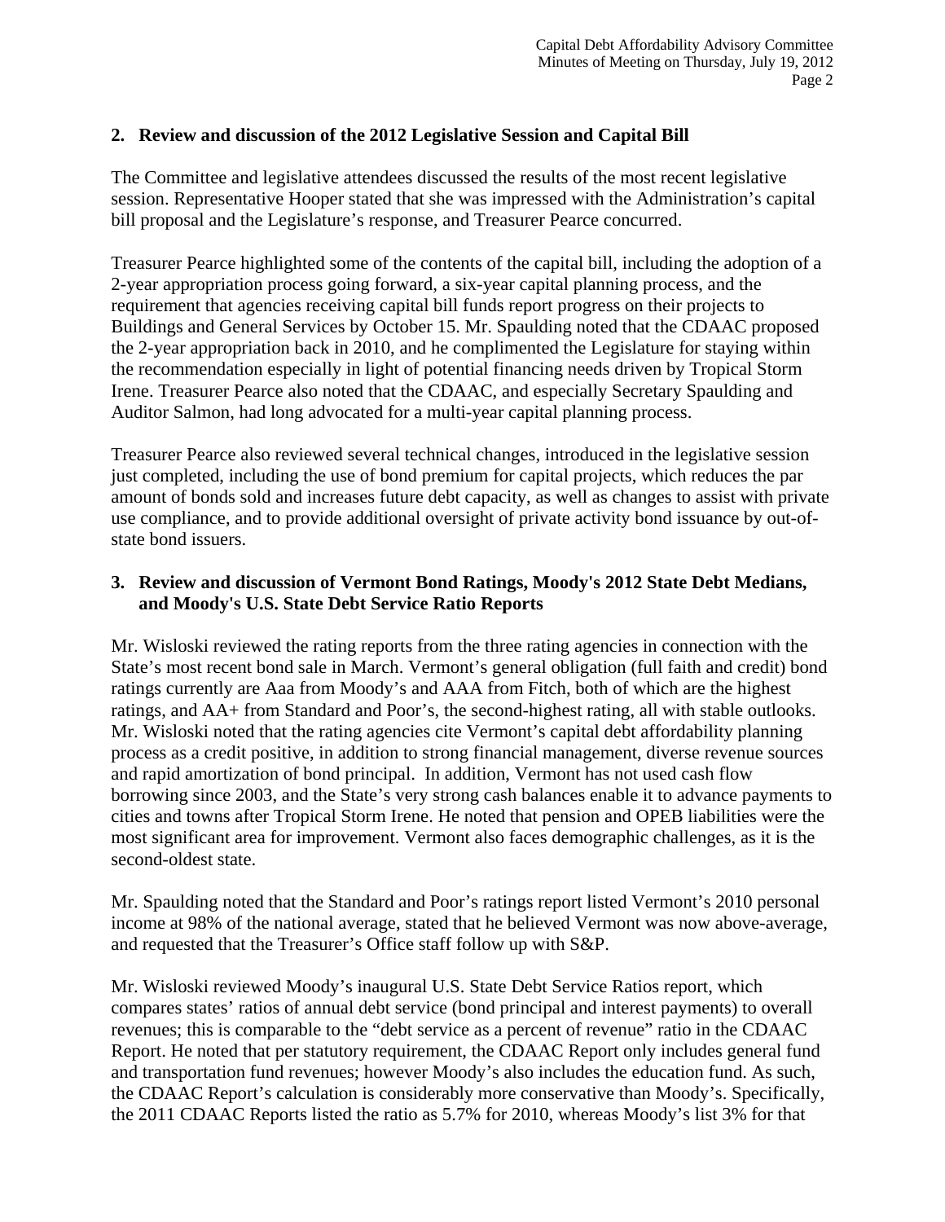## 2. Review and discussion of the 2012 Legislative Session and Capital Bill

The Committee and legislative attendees discussed the results of the most recent legislative session. Representative Hooper stated that she was impressed with the Administration's capital bill proposal and the Legislature's response, and Treasurer Pearce concurred.

Treasurer Pearce highlighted some of the contents of the capital bill, including the adoption of a 2-year appropriation process going forward, a six-year capital planning process, and the requirement that agencies receiving capital bill funds report progress on their projects to Buildings and General Services by October 15. Mr. Spaulding noted that the CDAAC proposed the 2-year appropriation back in 2010, and he complimented the Legislature for staying within the recommendation especially in light of potential financing needs driven by Tropical Storm Irene. Treasurer Pearce also noted that the CDAAC, and especially Secretary Spaulding and Auditor Salmon, had long advocated for a multi-year capital planning process.

Treasurer Pearce also reviewed several technical changes, introduced in the legislative session just completed, including the use of bond premium for capital projects, which reduces the par amount of bonds sold and increases future debt capacity, as well as changes to assist with private use compliance, and to provide additional oversight of private activity bond issuance by out-of-state bond issuers.

## 3. Review and discussion of Vermont Bond Ratings, Moody's 2012 State Debt Medians, and Moody's U.S. State Debt Service Ratio Reports

Mr. Wisloski reviewed the rating reports from the three rating agencies in connection with the State's most recent bond sale in March. Vermont's general obligation (full faith and credit) bond ratings currently are Aaa from Moody's and AAA from Fitch, both of which are the highest ratings, and AA+ from Standard and Poor's, the second-highest rating, all with stable outlooks. Mr. Wisloski noted that the rating agencies cite Vermont's capital debt affordability planning process as a credit positive, in addition to strong financial management, diverse revenue sources and rapid amortization of bond principal. In addition, Vermont has not used cash flow borrowing since 2003, and the State's very strong cash balances enable it to advance payments to cities and towns after Tropical Storm Irene. He noted that pension and OPEB liabilities were the most significant area for improvement. Vermont also faces demographic challenges, as it is the second-oldest state.

Mr. Spaulding noted that the Standard and Poor's ratings report listed Vermont's 2010 personal income at 98% of the national average, stated that he believed Vermont was now above-average, and requested that the Treasurer's Office staff follow up with S&P.

Mr. Wisloski reviewed Moody's inaugural U.S. State Debt Service Ratios report, which compares states' ratios of annual debt service (bond principal and interest payments) to overall revenues; this is comparable to the "debt service as a percent of revenue" ratio in the CDAAC Report. He noted that per statutory requirement, the CDAAC Report only includes general fund and transportation fund revenues; however Moody's also includes the education fund. As such, the CDAAC Report's calculation is considerably more conservative than Moody's. Specifically, the 2011 CDAAC Reports listed the ratio as 5.7% for 2010, whereas Moody's list 3% for that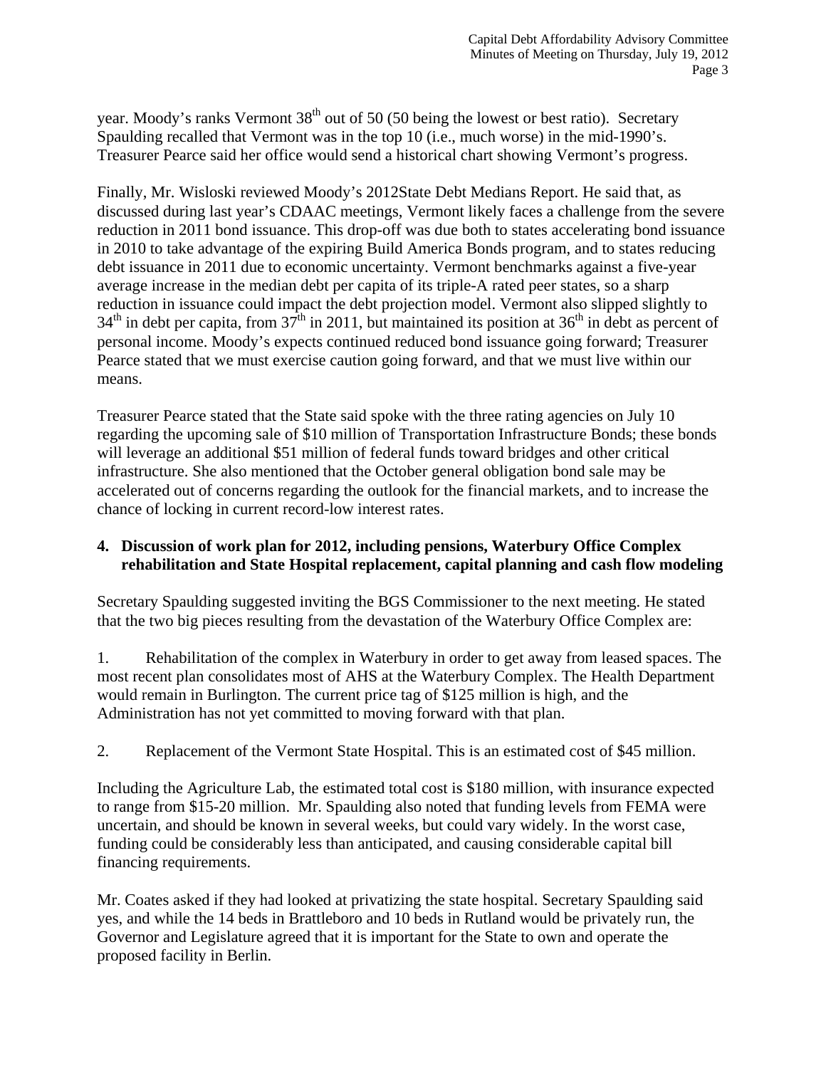year. Moody's ranks Vermont 38th out of 50 (50 being the lowest or best ratio). Secretary Spaulding recalled that Vermont was in the top 10 (i.e., much worse) in the mid-1990's. Treasurer Pearce said her office would send a historical chart showing Vermont's progress.

Finally, Mr. Wisloski reviewed Moody's 2012State Debt Medians Report. He said that, as discussed during last year's CDAAC meetings, Vermont likely faces a challenge from the severe reduction in 2011 bond issuance. This drop-off was due both to states accelerating bond issuance in 2010 to take advantage of the expiring Build America Bonds program, and to states reducing debt issuance in 2011 due to economic uncertainty. Vermont benchmarks against a five-year average increase in the median debt per capita of its triple-A rated peer states, so a sharp reduction in issuance could impact the debt projection model. Vermont also slipped slightly to 34th in debt per capita, from 37th in 2011, but maintained its position at 36th in debt as percent of personal income. Moody's expects continued reduced bond issuance going forward; Treasurer Pearce stated that we must exercise caution going forward, and that we must live within our means.

Treasurer Pearce stated that the State said spoke with the three rating agencies on July 10 regarding the upcoming sale of \$10 million of Transportation Infrastructure Bonds; these bonds will leverage an additional \$51 million of federal funds toward bridges and other critical infrastructure. She also mentioned that the October general obligation bond sale may be accelerated out of concerns regarding the outlook for the financial markets, and to increase the chance of locking in current record-low interest rates.

**4. Discussion of work plan for 2012, including pensions, Waterbury Office Complex rehabilitation and State Hospital replacement, capital planning and cash flow modeling**

Secretary Spaulding suggested inviting the BGS Commissioner to the next meeting. He stated that the two big pieces resulting from the devastation of the Waterbury Office Complex are:

1. Rehabilitation of the complex in Waterbury in order to get away from leased spaces. The most recent plan consolidates most of AHS at the Waterbury Complex. The Health Department would remain in Burlington. The current price tag of \$125 million is high, and the Administration has not yet committed to moving forward with that plan.

2. Replacement of the Vermont State Hospital. This is an estimated cost of \$45 million.

Including the Agriculture Lab, the estimated total cost is \$180 million, with insurance expected to range from \$15-20 million. Mr. Spaulding also noted that funding levels from FEMA were uncertain, and should be known in several weeks, but could vary widely. In the worst case, funding could be considerably less than anticipated, and causing considerable capital bill financing requirements.

Mr. Coates asked if they had looked at privatizing the state hospital. Secretary Spaulding said yes, and while the 14 beds in Brattleboro and 10 beds in Rutland would be privately run, the Governor and Legislature agreed that it is important for the State to own and operate the proposed facility in Berlin.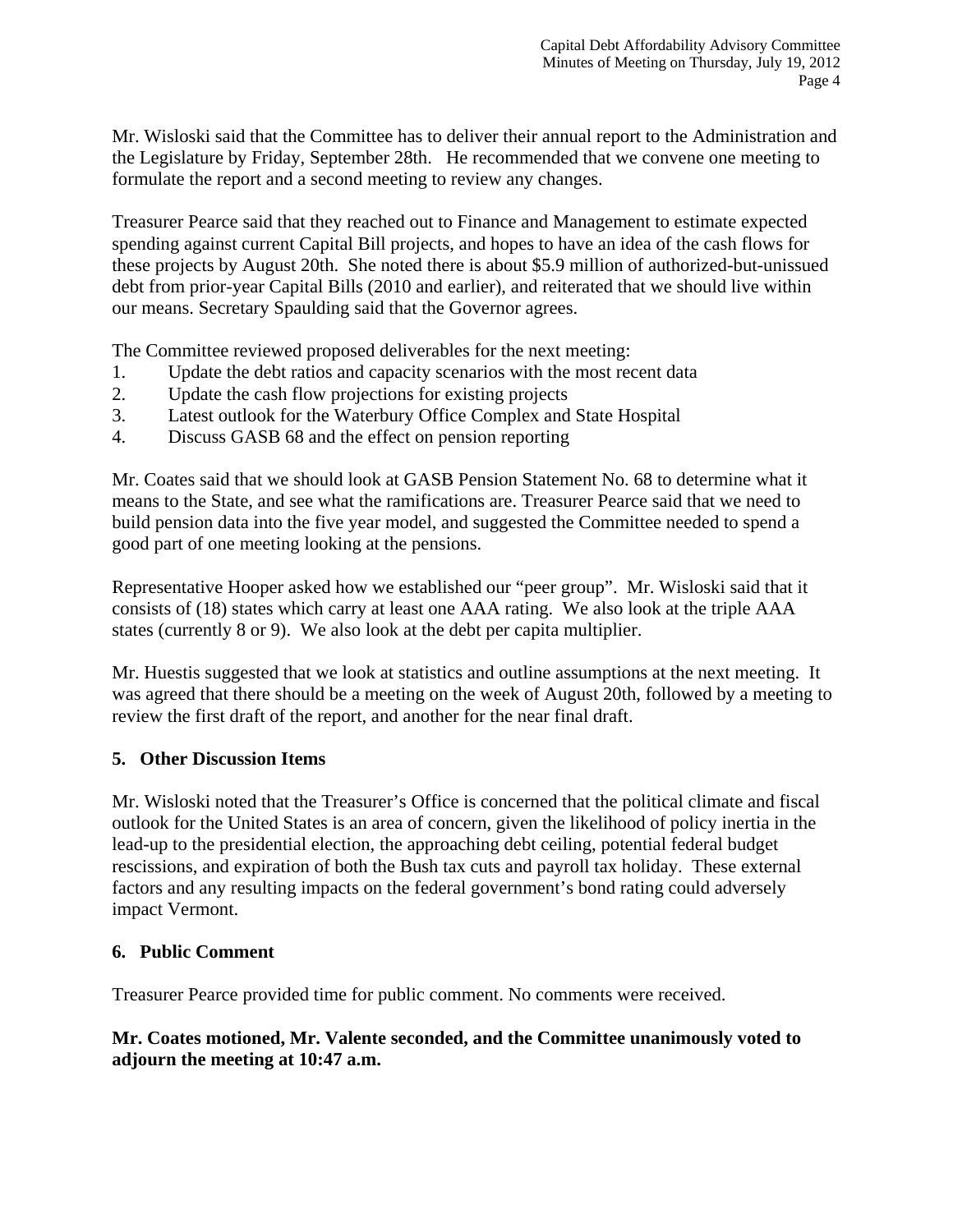Mr. Wisloski said that the Committee has to deliver their annual report to the Administration and the Legislature by Friday, September 28th.  He recommended that we convene one meeting to formulate the report and a second meeting to review any changes.

Treasurer Pearce said that they reached out to Finance and Management to estimate expected spending against current Capital Bill projects, and hopes to have an idea of the cash flows for these projects by August 20th.  She noted there is about $5.9 million of authorized-but-unissued debt from prior-year Capital Bills (2010 and earlier), and reiterated that we should live within our means. Secretary Spaulding said that the Governor agrees.

The Committee reviewed proposed deliverables for the next meeting:

1. Update the debt ratios and capacity scenarios with the most recent data
2. Update the cash flow projections for existing projects
3. Latest outlook for the Waterbury Office Complex and State Hospital
4. Discuss GASB 68 and the effect on pension reporting

Mr. Coates said that we should look at GASB Pension Statement No. 68 to determine what it means to the State, and see what the ramifications are. Treasurer Pearce said that we need to build pension data into the five year model, and suggested the Committee needed to spend a good part of one meeting looking at the pensions.

Representative Hooper asked how we established our "peer group".  Mr. Wisloski said that it consists of (18) states which carry at least one AAA rating.  We also look at the triple AAA states (currently 8 or 9).  We also look at the debt per capita multiplier.

Mr. Huestis suggested that we look at statistics and outline assumptions at the next meeting.  It was agreed that there should be a meeting on the week of August 20th, followed by a meeting to review the first draft of the report, and another for the near final draft.

## 5. Other Discussion Items

Mr. Wisloski noted that the Treasurer's Office is concerned that the political climate and fiscal outlook for the United States is an area of concern, given the likelihood of policy inertia in the lead-up to the presidential election, the approaching debt ceiling, potential federal budget rescissions, and expiration of both the Bush tax cuts and payroll tax holiday.  These external factors and any resulting impacts on the federal government's bond rating could adversely impact Vermont.

## 6. Public Comment

Treasurer Pearce provided time for public comment. No comments were received.

**Mr. Coates motioned, Mr. Valente seconded, and the Committee unanimously voted to adjourn the meeting at 10:47 a.m.**